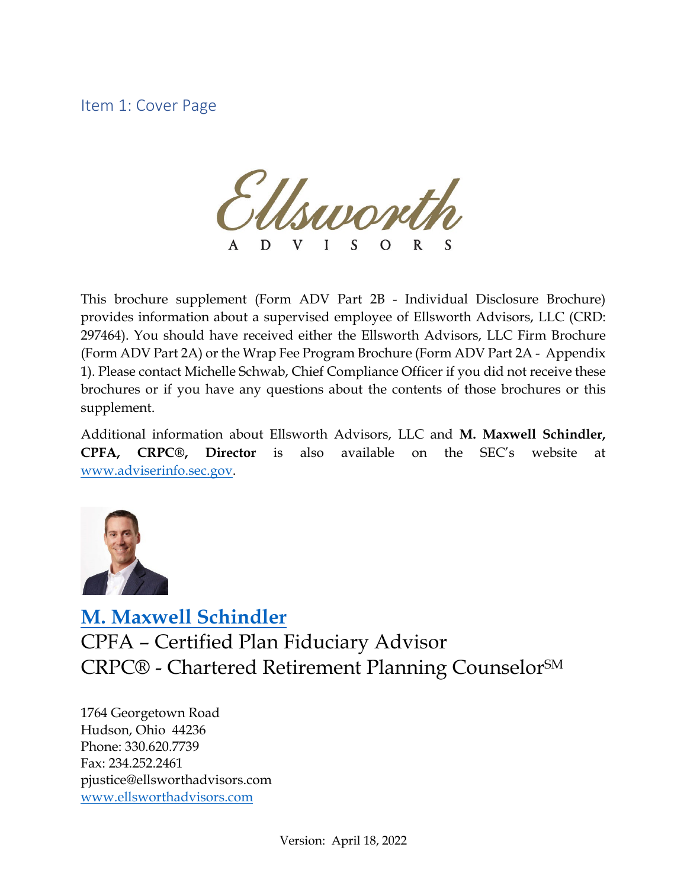## Item 1: Cover Page

Ellsworth
ADVISORS

This brochure supplement (Form ADV Part 2B - Individual Disclosure Brochure) provides information about a supervised employee of Ellsworth Advisors, LLC (CRD: 297464). You should have received either the Ellsworth Advisors, LLC Firm Brochure (Form ADV Part 2A) or the Wrap Fee Program Brochure (Form ADV Part 2A - Appendix 1). Please contact Michelle Schwab, Chief Compliance Officer if you did not receive these brochures or if you have any questions about the contents of those brochures or this supplement.

Additional information about Ellsworth Advisors, LLC and **M. Maxwell Schindler, CPFA, CRPC®, Director** is also available on the SEC's website at www.adviserinfo.sec.gov.

**M. Maxwell Schindler**
CPFA – Certified Plan Fiduciary Advisor
CRPC® - Chartered Retirement Planning Counselor[SM]

1764 Georgetown Road
Hudson, Ohio 44236
Phone: 330.620.7739
Fax: 234.252.2461
pjustice@ellsworthadvisors.com
www.ellsworthadvisors.com

Version: April 18, 2022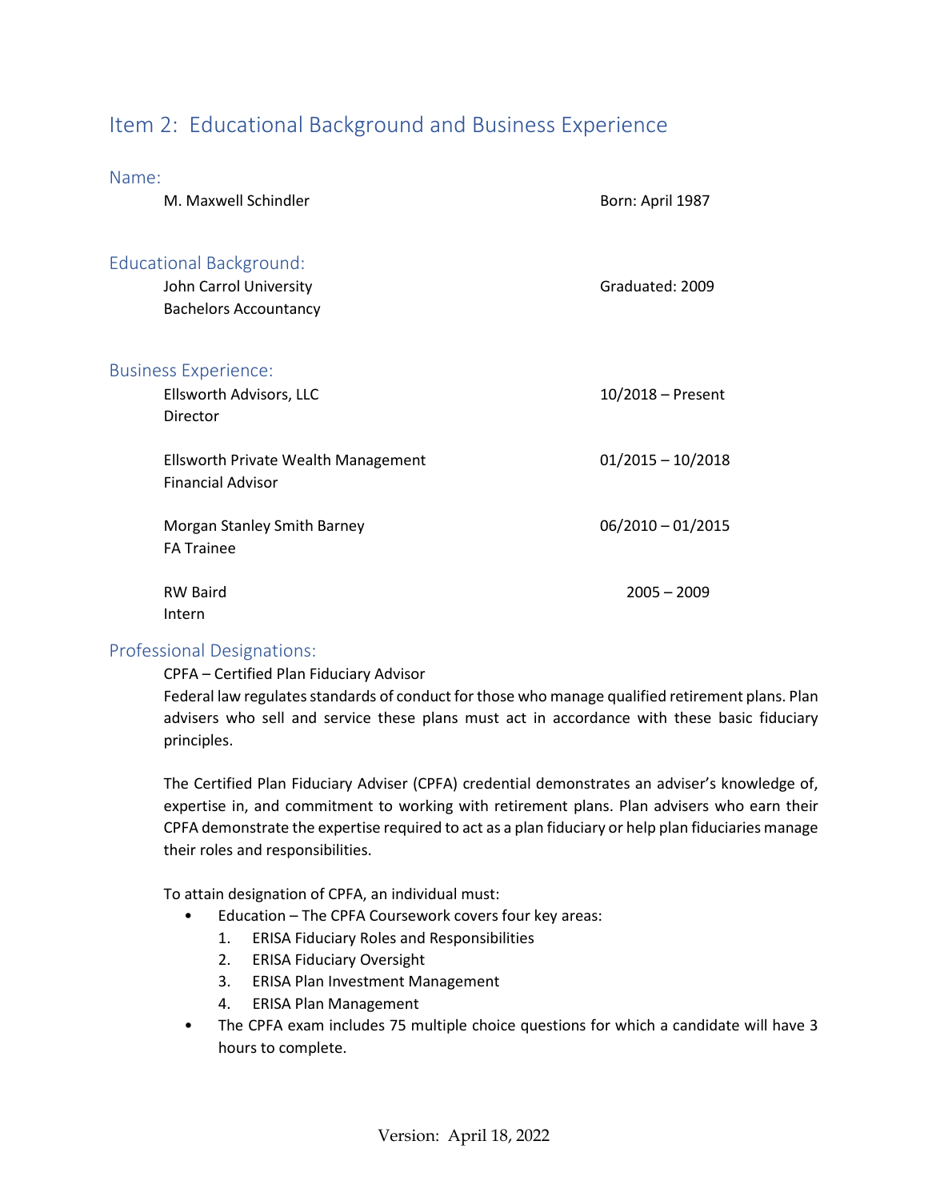## Item 2: Educational Background and Business Experience

### Name:

M. Maxwell Schindler — Born: April 1987

### Educational Background:

John Carrol University — Graduated: 2009
Bachelors Accountancy

### Business Experience:

Ellsworth Advisors, LLC — 10/2018 – Present
Director

Ellsworth Private Wealth Management — 01/2015 – 10/2018
Financial Advisor

Morgan Stanley Smith Barney — 06/2010 – 01/2015
FA Trainee

RW Baird — 2005 – 2009
Intern

### Professional Designations:

CPFA – Certified Plan Fiduciary Advisor

Federal law regulates standards of conduct for those who manage qualified retirement plans. Plan advisers who sell and service these plans must act in accordance with these basic fiduciary principles.

The Certified Plan Fiduciary Adviser (CPFA) credential demonstrates an adviser's knowledge of, expertise in, and commitment to working with retirement plans. Plan advisers who earn their CPFA demonstrate the expertise required to act as a plan fiduciary or help plan fiduciaries manage their roles and responsibilities.

To attain designation of CPFA, an individual must:

- Education – The CPFA Coursework covers four key areas:
  1. ERISA Fiduciary Roles and Responsibilities
  2. ERISA Fiduciary Oversight
  3. ERISA Plan Investment Management
  4. ERISA Plan Management
- The CPFA exam includes 75 multiple choice questions for which a candidate will have 3 hours to complete.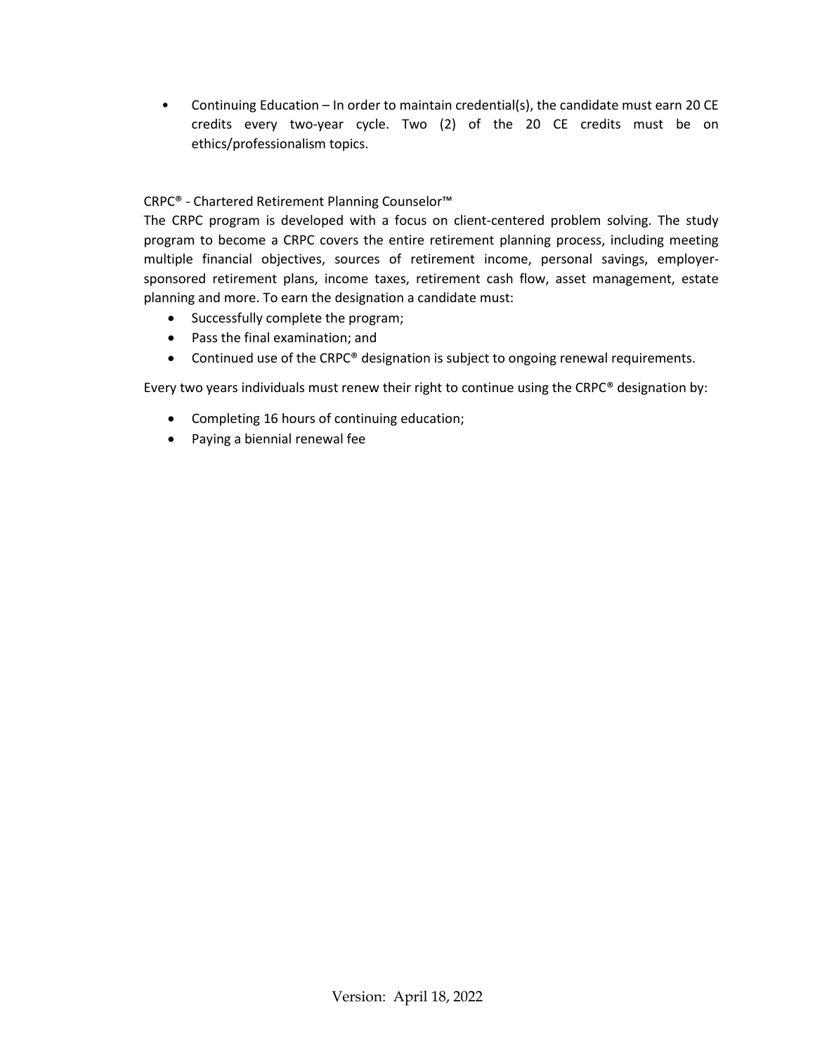- Continuing Education – In order to maintain credential(s), the candidate must earn 20 CE credits every two-year cycle. Two (2) of the 20 CE credits must be on ethics/professionalism topics.

CRPC® - Chartered Retirement Planning Counselor™

The CRPC program is developed with a focus on client-centered problem solving. The study program to become a CRPC covers the entire retirement planning process, including meeting multiple financial objectives, sources of retirement income, personal savings, employer-sponsored retirement plans, income taxes, retirement cash flow, asset management, estate planning and more. To earn the designation a candidate must:

- Successfully complete the program;
- Pass the final examination; and
- Continued use of the CRPC® designation is subject to ongoing renewal requirements.

Every two years individuals must renew their right to continue using the CRPC® designation by:

- Completing 16 hours of continuing education;
- Paying a biennial renewal fee

Version: April 18, 2022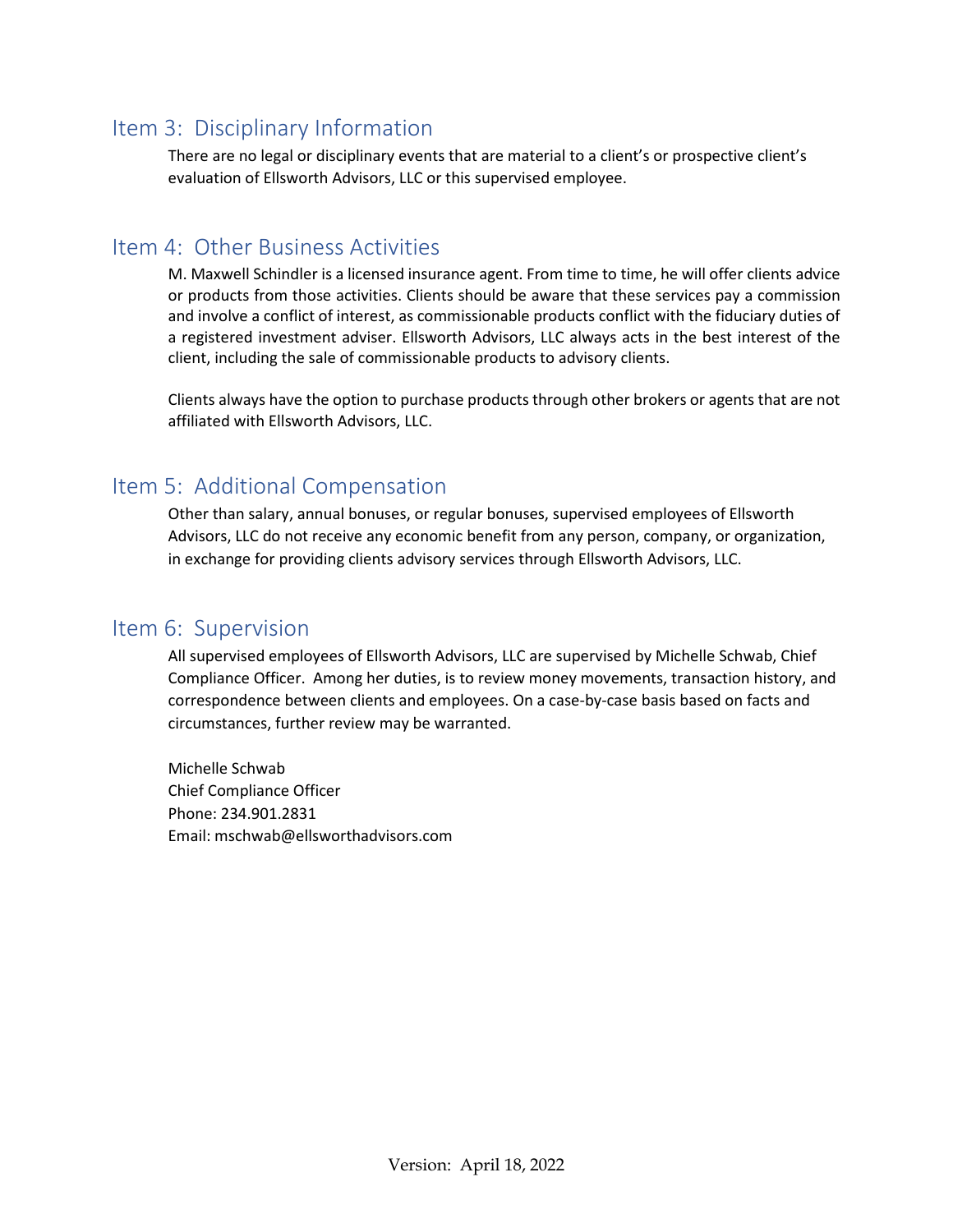## Item 3: Disciplinary Information

There are no legal or disciplinary events that are material to a client's or prospective client's evaluation of Ellsworth Advisors, LLC or this supervised employee.

## Item 4: Other Business Activities

M. Maxwell Schindler is a licensed insurance agent. From time to time, he will offer clients advice or products from those activities. Clients should be aware that these services pay a commission and involve a conflict of interest, as commissionable products conflict with the fiduciary duties of a registered investment adviser. Ellsworth Advisors, LLC always acts in the best interest of the client, including the sale of commissionable products to advisory clients.

Clients always have the option to purchase products through other brokers or agents that are not affiliated with Ellsworth Advisors, LLC.

## Item 5: Additional Compensation

Other than salary, annual bonuses, or regular bonuses, supervised employees of Ellsworth Advisors, LLC do not receive any economic benefit from any person, company, or organization, in exchange for providing clients advisory services through Ellsworth Advisors, LLC.

## Item 6: Supervision

All supervised employees of Ellsworth Advisors, LLC are supervised by Michelle Schwab, Chief Compliance Officer. Among her duties, is to review money movements, transaction history, and correspondence between clients and employees. On a case-by-case basis based on facts and circumstances, further review may be warranted.

Michelle Schwab
Chief Compliance Officer
Phone: 234.901.2831
Email: mschwab@ellsworthadvisors.com

Version: April 18, 2022